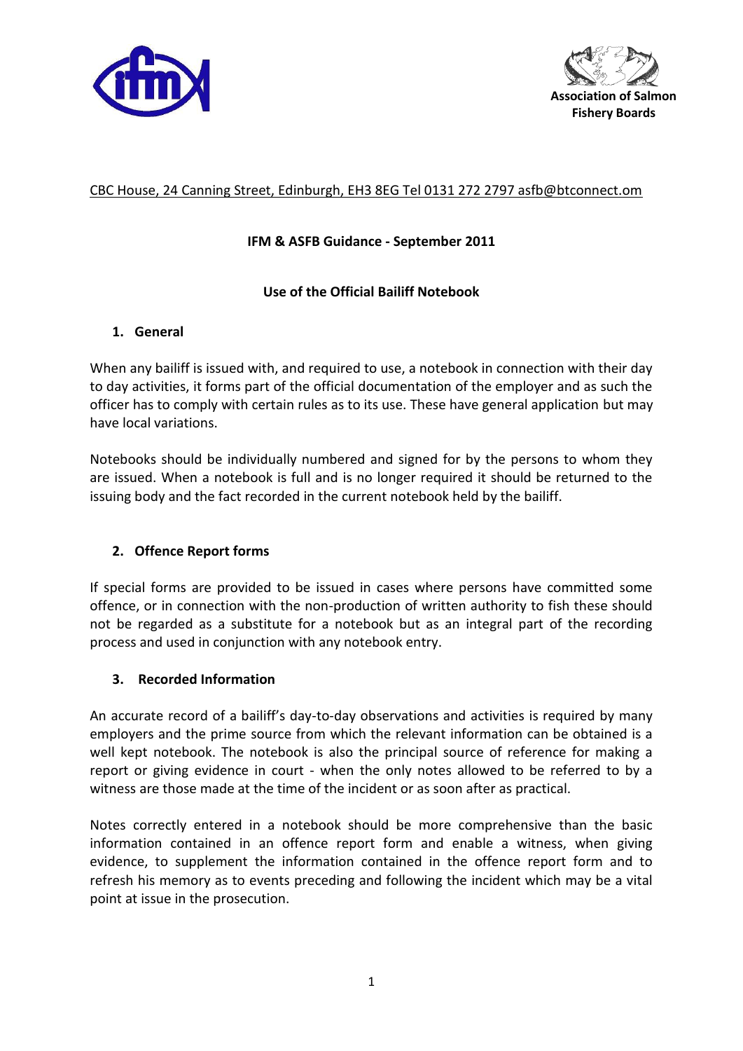Association of Salmon Fishery Boards

CBC House, 24 Canning Street, Edinburgh, EH3 8EG Tel 0131 272 2797 asfb@btconnect.om

**IFM & ASFB Guidance - September 2011**

**Use of the Official Bailiff Notebook**

## 1. General

When any bailiff is issued with, and required to use, a notebook in connection with their day to day activities, it forms part of the official documentation of the employer and as such the officer has to comply with certain rules as to its use. These have general application but may have local variations.

Notebooks should be individually numbered and signed for by the persons to whom they are issued. When a notebook is full and is no longer required it should be returned to the issuing body and the fact recorded in the current notebook held by the bailiff.

## 2. Offence Report forms

If special forms are provided to be issued in cases where persons have committed some offence, or in connection with the non-production of written authority to fish these should not be regarded as a substitute for a notebook but as an integral part of the recording process and used in conjunction with any notebook entry.

## 3. Recorded Information

An accurate record of a bailiff's day-to-day observations and activities is required by many employers and the prime source from which the relevant information can be obtained is a well kept notebook. The notebook is also the principal source of reference for making a report or giving evidence in court - when the only notes allowed to be referred to by a witness are those made at the time of the incident or as soon after as practical.

Notes correctly entered in a notebook should be more comprehensive than the basic information contained in an offence report form and enable a witness, when giving evidence, to supplement the information contained in the offence report form and to refresh his memory as to events preceding and following the incident which may be a vital point at issue in the prosecution.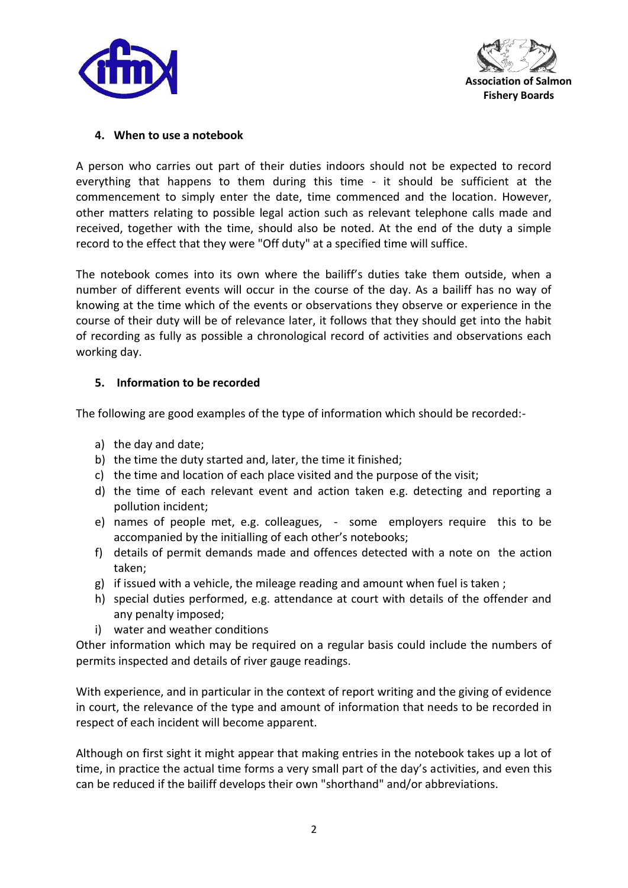### 4. When to use a notebook

A person who carries out part of their duties indoors should not be expected to record everything that happens to them during this time - it should be sufficient at the commencement to simply enter the date, time commenced and the location. However, other matters relating to possible legal action such as relevant telephone calls made and received, together with the time, should also be noted. At the end of the duty a simple record to the effect that they were "Off duty" at a specified time will suffice.

The notebook comes into its own where the bailiff's duties take them outside, when a number of different events will occur in the course of the day. As a bailiff has no way of knowing at the time which of the events or observations they observe or experience in the course of their duty will be of relevance later, it follows that they should get into the habit of recording as fully as possible a chronological record of activities and observations each working day.

### 5. Information to be recorded

The following are good examples of the type of information which should be recorded:-

a) the day and date;
b) the time the duty started and, later, the time it finished;
c) the time and location of each place visited and the purpose of the visit;
d) the time of each relevant event and action taken e.g. detecting and reporting a pollution incident;
e) names of people met, e.g. colleagues, - some employers require this to be accompanied by the initialling of each other's notebooks;
f) details of permit demands made and offences detected with a note on the action taken;
g) if issued with a vehicle, the mileage reading and amount when fuel is taken ;
h) special duties performed, e.g. attendance at court with details of the offender and any penalty imposed;
i) water and weather conditions

Other information which may be required on a regular basis could include the numbers of permits inspected and details of river gauge readings.

With experience, and in particular in the context of report writing and the giving of evidence in court, the relevance of the type and amount of information that needs to be recorded in respect of each incident will become apparent.

Although on first sight it might appear that making entries in the notebook takes up a lot of time, in practice the actual time forms a very small part of the day's activities, and even this can be reduced if the bailiff develops their own "shorthand" and/or abbreviations.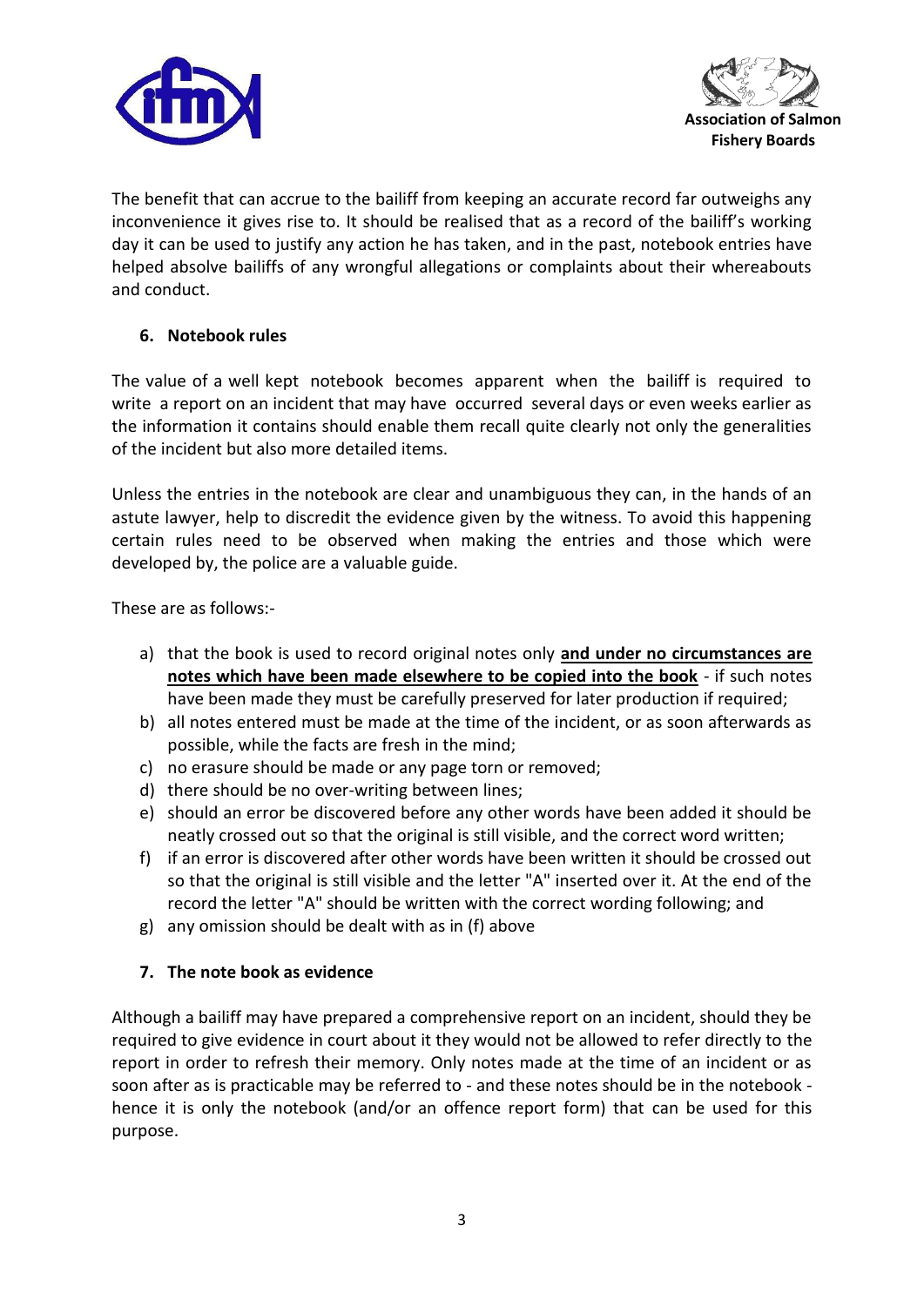The benefit that can accrue to the bailiff from keeping an accurate record far outweighs any inconvenience it gives rise to. It should be realised that as a record of the bailiff's working day it can be used to justify any action he has taken, and in the past, notebook entries have helped absolve bailiffs of any wrongful allegations or complaints about their whereabouts and conduct.

### 6. Notebook rules

The value of a well kept notebook becomes apparent when the bailiff is required to write a report on an incident that may have occurred several days or even weeks earlier as the information it contains should enable them recall quite clearly not only the generalities of the incident but also more detailed items.

Unless the entries in the notebook are clear and unambiguous they can, in the hands of an astute lawyer, help to discredit the evidence given by the witness. To avoid this happening certain rules need to be observed when making the entries and those which were developed by, the police are a valuable guide.

These are as follows:-

a) that the book is used to record original notes only **<u>and under no circumstances are notes which have been made elsewhere to be copied into the book</u>** - if such notes have been made they must be carefully preserved for later production if required;
b) all notes entered must be made at the time of the incident, or as soon afterwards as possible, while the facts are fresh in the mind;
c) no erasure should be made or any page torn or removed;
d) there should be no over-writing between lines;
e) should an error be discovered before any other words have been added it should be neatly crossed out so that the original is still visible, and the correct word written;
f) if an error is discovered after other words have been written it should be crossed out so that the original is still visible and the letter "A" inserted over it. At the end of the record the letter "A" should be written with the correct wording following; and
g) any omission should be dealt with as in (f) above

### 7. The note book as evidence

Although a bailiff may have prepared a comprehensive report on an incident, should they be required to give evidence in court about it they would not be allowed to refer directly to the report in order to refresh their memory. Only notes made at the time of an incident or as soon after as is practicable may be referred to - and these notes should be in the notebook - hence it is only the notebook (and/or an offence report form) that can be used for this purpose.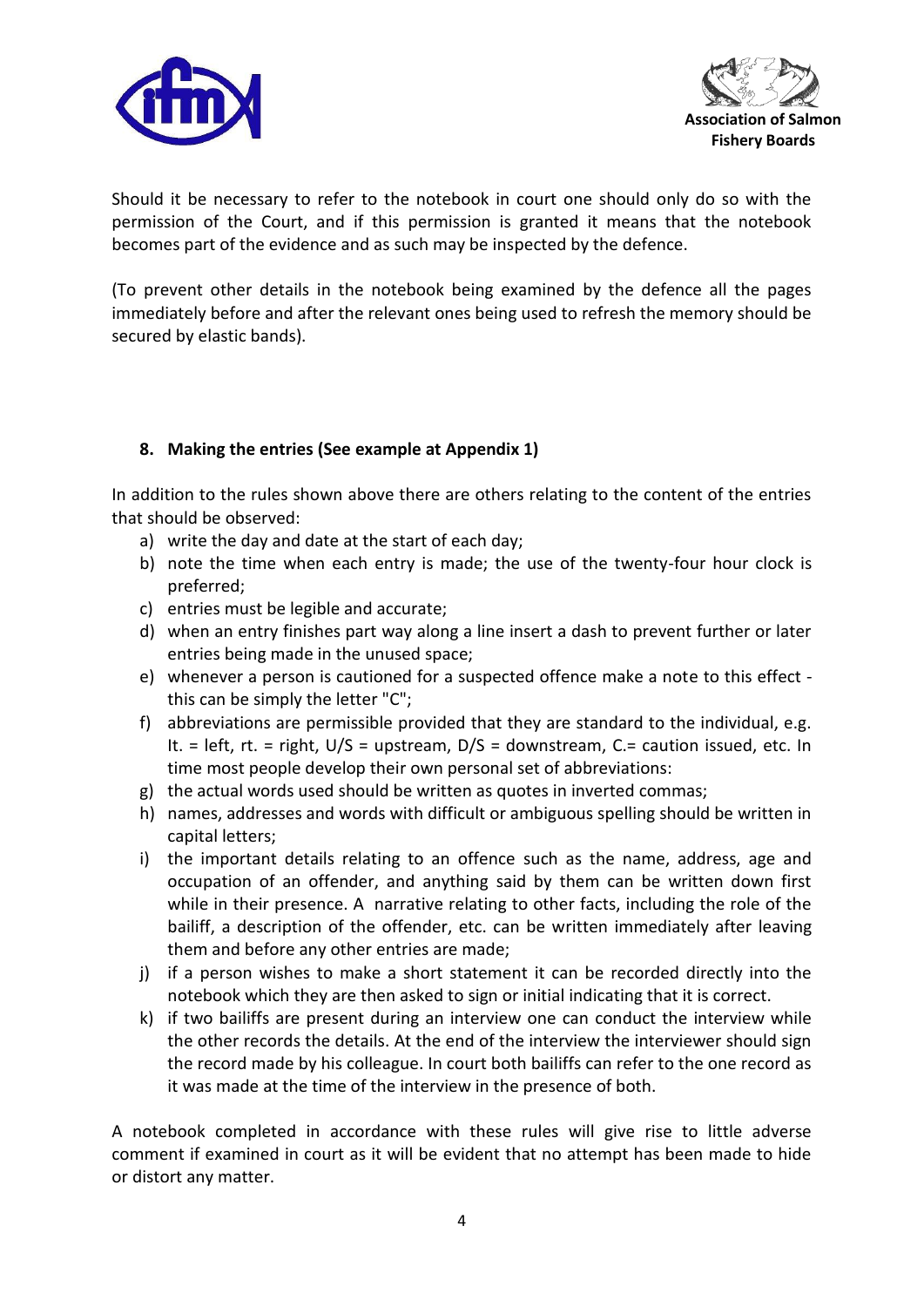Should it be necessary to refer to the notebook in court one should only do so with the permission of the Court, and if this permission is granted it means that the notebook becomes part of the evidence and as such may be inspected by the defence.

(To prevent other details in the notebook being examined by the defence all the pages immediately before and after the relevant ones being used to refresh the memory should be secured by elastic bands).

## 8. Making the entries (See example at Appendix 1)

In addition to the rules shown above there are others relating to the content of the entries that should be observed:

a) write the day and date at the start of each day;
b) note the time when each entry is made; the use of the twenty-four hour clock is preferred;
c) entries must be legible and accurate;
d) when an entry finishes part way along a line insert a dash to prevent further or later entries being made in the unused space;
e) whenever a person is cautioned for a suspected offence make a note to this effect - this can be simply the letter "C";
f) abbreviations are permissible provided that they are standard to the individual, e.g. lt. = left, rt. = right, U/S = upstream, D/S = downstream, C.= caution issued, etc. In time most people develop their own personal set of abbreviations:
g) the actual words used should be written as quotes in inverted commas;
h) names, addresses and words with difficult or ambiguous spelling should be written in capital letters;
i) the important details relating to an offence such as the name, address, age and occupation of an offender, and anything said by them can be written down first while in their presence. A narrative relating to other facts, including the role of the bailiff, a description of the offender, etc. can be written immediately after leaving them and before any other entries are made;
j) if a person wishes to make a short statement it can be recorded directly into the notebook which they are then asked to sign or initial indicating that it is correct.
k) if two bailiffs are present during an interview one can conduct the interview while the other records the details. At the end of the interview the interviewer should sign the record made by his colleague. In court both bailiffs can refer to the one record as it was made at the time of the interview in the presence of both.

A notebook completed in accordance with these rules will give rise to little adverse comment if examined in court as it will be evident that no attempt has been made to hide or distort any matter.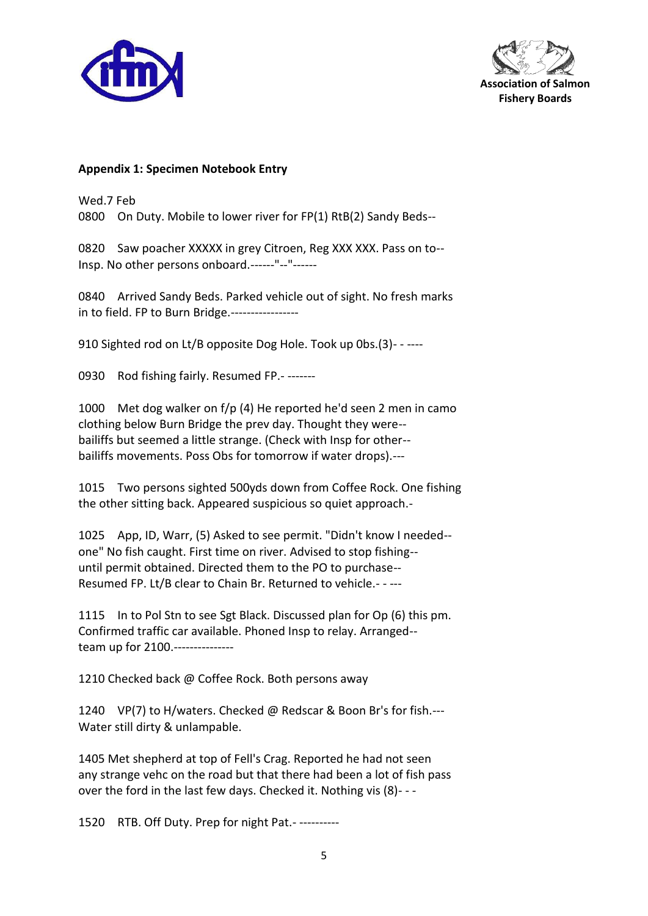Association of Salmon Fishery Boards

**Appendix 1: Specimen Notebook Entry**

Wed.7 Feb

0800 On Duty. Mobile to lower river for FP(1) RtB(2) Sandy Beds--

0820 Saw poacher XXXXX in grey Citroen, Reg XXX XXX. Pass on to--
Insp. No other persons onboard.------"--"------

0840 Arrived Sandy Beds. Parked vehicle out of sight. No fresh marks in to field. FP to Burn Bridge.-----------------

910 Sighted rod on Lt/B opposite Dog Hole. Took up Obs.(3)- - ----

0930 Rod fishing fairly. Resumed FP.- -------

1000 Met dog walker on f/p (4) He reported he'd seen 2 men in camo clothing below Burn Bridge the prev day. Thought they were--
bailiffs but seemed a little strange. (Check with Insp for other--
bailiffs movements. Poss Obs for tomorrow if water drops).---

1015 Two persons sighted 500yds down from Coffee Rock. One fishing the other sitting back. Appeared suspicious so quiet approach.-

1025 App, ID, Warr, (5) Asked to see permit. "Didn't know I needed--
one" No fish caught. First time on river. Advised to stop fishing--
until permit obtained. Directed them to the PO to purchase--
Resumed FP. Lt/B clear to Chain Br. Returned to vehicle.- - ---

1115 In to Pol Stn to see Sgt Black. Discussed plan for Op (6) this pm. Confirmed traffic car available. Phoned Insp to relay. Arranged--
team up for 2100.---------------

1210 Checked back @ Coffee Rock. Both persons away

1240 VP(7) to H/waters. Checked @ Redscar & Boon Br's for fish.---
Water still dirty & unlampable.

1405 Met shepherd at top of Fell's Crag. Reported he had not seen any strange vehc on the road but that there had been a lot of fish pass over the ford in the last few days. Checked it. Nothing vis (8)- - -

1520 RTB. Off Duty. Prep for night Pat.- ----------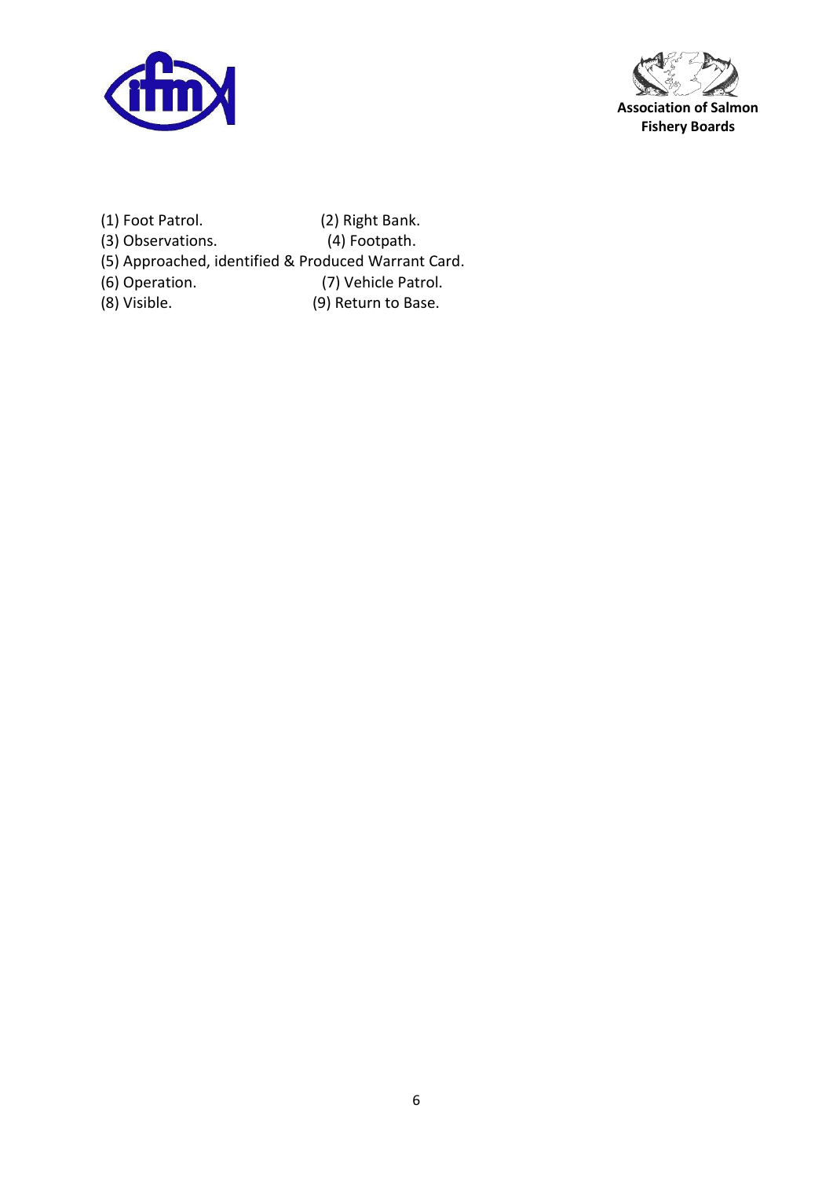(1) Foot Patrol. (2) Right Bank.
(3) Observations. (4) Footpath.
(5) Approached, identified & Produced Warrant Card.
(6) Operation. (7) Vehicle Patrol.
(8) Visible. (9) Return to Base.